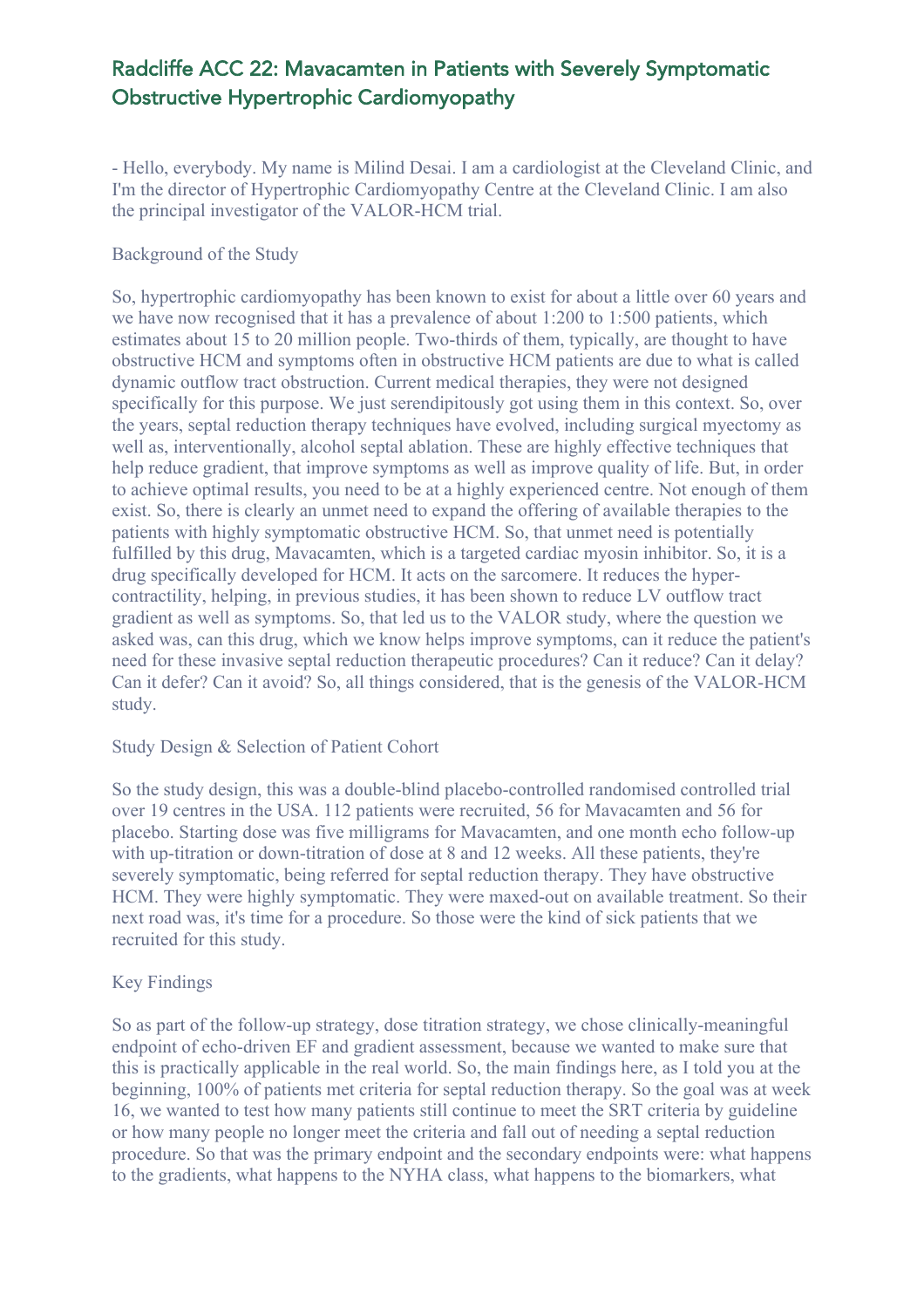# Radcliffe ACC 22: Mavacamten in Patients with Severely Symptomatic Obstructive Hypertrophic Cardiomyopathy

- Hello, everybody. My name is Milind Desai. I am a cardiologist at the Cleveland Clinic, and I'm the director of Hypertrophic Cardiomyopathy Centre at the Cleveland Clinic. I am also the principal investigator of the VALOR-HCM trial.

## Background of the Study

So, hypertrophic cardiomyopathy has been known to exist for about a little over 60 years and we have now recognised that it has a prevalence of about 1:200 to 1:500 patients, which estimates about 15 to 20 million people. Two-thirds of them, typically, are thought to have obstructive HCM and symptoms often in obstructive HCM patients are due to what is called dynamic outflow tract obstruction. Current medical therapies, they were not designed specifically for this purpose. We just serendipitously got using them in this context. So, over the years, septal reduction therapy techniques have evolved, including surgical myectomy as well as, interventionally, alcohol septal ablation. These are highly effective techniques that help reduce gradient, that improve symptoms as well as improve quality of life. But, in order to achieve optimal results, you need to be at a highly experienced centre. Not enough of them exist. So, there is clearly an unmet need to expand the offering of available therapies to the patients with highly symptomatic obstructive HCM. So, that unmet need is potentially fulfilled by this drug, Mavacamten, which is a targeted cardiac myosin inhibitor. So, it is a drug specifically developed for HCM. It acts on the sarcomere. It reduces the hyper-contractility, helping, in previous studies, it has been shown to reduce LV outflow tract gradient as well as symptoms. So, that led us to the VALOR study, where the question we asked was, can this drug, which we know helps improve symptoms, can it reduce the patient's need for these invasive septal reduction therapeutic procedures? Can it reduce? Can it delay? Can it defer? Can it avoid? So, all things considered, that is the genesis of the VALOR-HCM study.

## Study Design & Selection of Patient Cohort

So the study design, this was a double-blind placebo-controlled randomised controlled trial over 19 centres in the USA. 112 patients were recruited, 56 for Mavacamten and 56 for placebo. Starting dose was five milligrams for Mavacamten, and one month echo follow-up with up-titration or down-titration of dose at 8 and 12 weeks. All these patients, they're severely symptomatic, being referred for septal reduction therapy. They have obstructive HCM. They were highly symptomatic. They were maxed-out on available treatment. So their next road was, it's time for a procedure. So those were the kind of sick patients that we recruited for this study.

## Key Findings

So as part of the follow-up strategy, dose titration strategy, we chose clinically-meaningful endpoint of echo-driven EF and gradient assessment, because we wanted to make sure that this is practically applicable in the real world. So, the main findings here, as I told you at the beginning, 100% of patients met criteria for septal reduction therapy. So the goal was at week 16, we wanted to test how many patients still continue to meet the SRT criteria by guideline or how many people no longer meet the criteria and fall out of needing a septal reduction procedure. So that was the primary endpoint and the secondary endpoints were: what happens to the gradients, what happens to the NYHA class, what happens to the biomarkers, what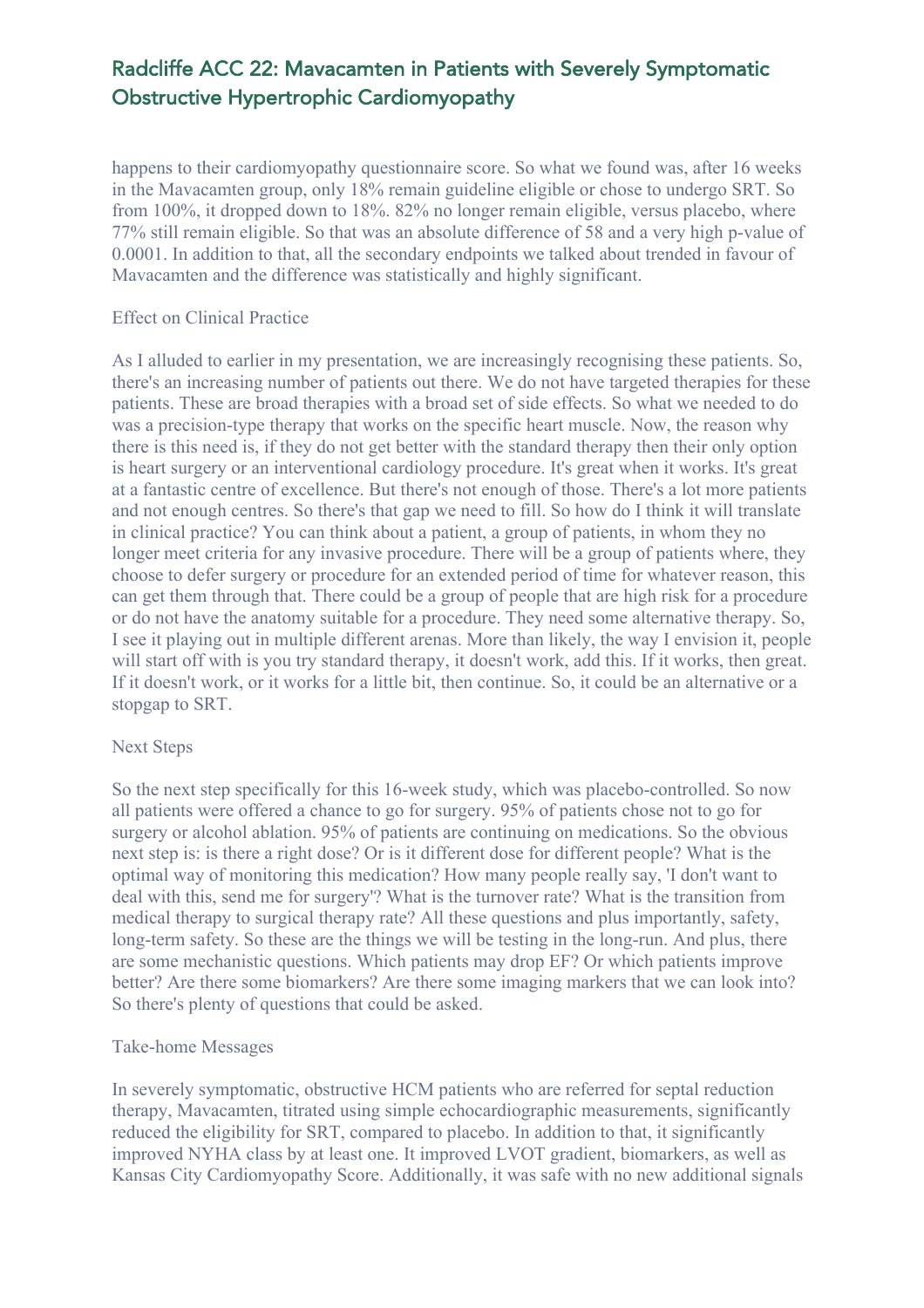happens to their cardiomyopathy questionnaire score. So what we found was, after 16 weeks in the Mavacamten group, only 18% remain guideline eligible or chose to undergo SRT. So from 100%, it dropped down to 18%. 82% no longer remain eligible, versus placebo, where 77% still remain eligible. So that was an absolute difference of 58 and a very high p-value of 0.0001. In addition to that, all the secondary endpoints we talked about trended in favour of Mavacamten and the difference was statistically and highly significant.

## Effect on Clinical Practice

As I alluded to earlier in my presentation, we are increasingly recognising these patients. So, there's an increasing number of patients out there. We do not have targeted therapies for these patients. These are broad therapies with a broad set of side effects. So what we needed to do was a precision-type therapy that works on the specific heart muscle. Now, the reason why there is this need is, if they do not get better with the standard therapy then their only option is heart surgery or an interventional cardiology procedure. It's great when it works. It's great at a fantastic centre of excellence. But there's not enough of those. There's a lot more patients and not enough centres. So there's that gap we need to fill. So how do I think it will translate in clinical practice? You can think about a patient, a group of patients, in whom they no longer meet criteria for any invasive procedure. There will be a group of patients where, they choose to defer surgery or procedure for an extended period of time for whatever reason, this can get them through that. There could be a group of people that are high risk for a procedure or do not have the anatomy suitable for a procedure. They need some alternative therapy. So, I see it playing out in multiple different arenas. More than likely, the way I envision it, people will start off with is you try standard therapy, it doesn't work, add this. If it works, then great. If it doesn't work, or it works for a little bit, then continue. So, it could be an alternative or a stopgap to SRT.

## Next Steps

So the next step specifically for this 16-week study, which was placebo-controlled. So now all patients were offered a chance to go for surgery. 95% of patients chose not to go for surgery or alcohol ablation. 95% of patients are continuing on medications. So the obvious next step is: is there a right dose? Or is it different dose for different people? What is the optimal way of monitoring this medication? How many people really say, 'I don't want to deal with this, send me for surgery'? What is the turnover rate? What is the transition from medical therapy to surgical therapy rate? All these questions and plus importantly, safety, long-term safety. So these are the things we will be testing in the long-run. And plus, there are some mechanistic questions. Which patients may drop EF? Or which patients improve better? Are there some biomarkers? Are there some imaging markers that we can look into? So there's plenty of questions that could be asked.

## Take-home Messages

In severely symptomatic, obstructive HCM patients who are referred for septal reduction therapy, Mavacamten, titrated using simple echocardiographic measurements, significantly reduced the eligibility for SRT, compared to placebo. In addition to that, it significantly improved NYHA class by at least one. It improved LVOT gradient, biomarkers, as well as Kansas City Cardiomyopathy Score. Additionally, it was safe with no new additional signals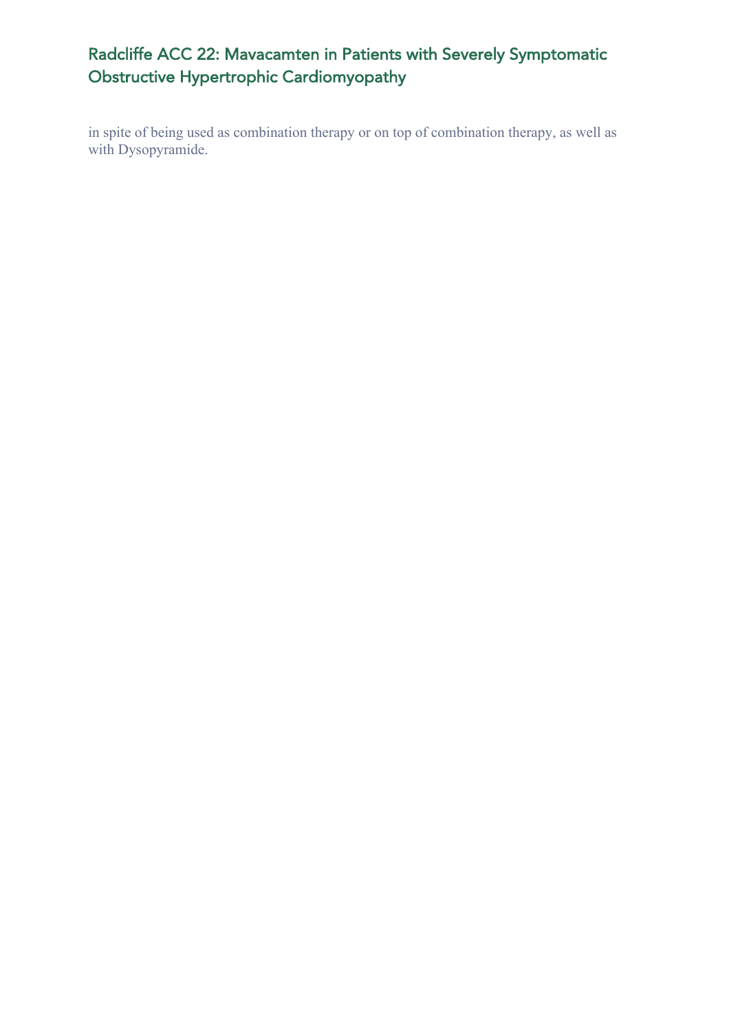in spite of being used as combination therapy or on top of combination therapy, as well as with Dysopyramide.